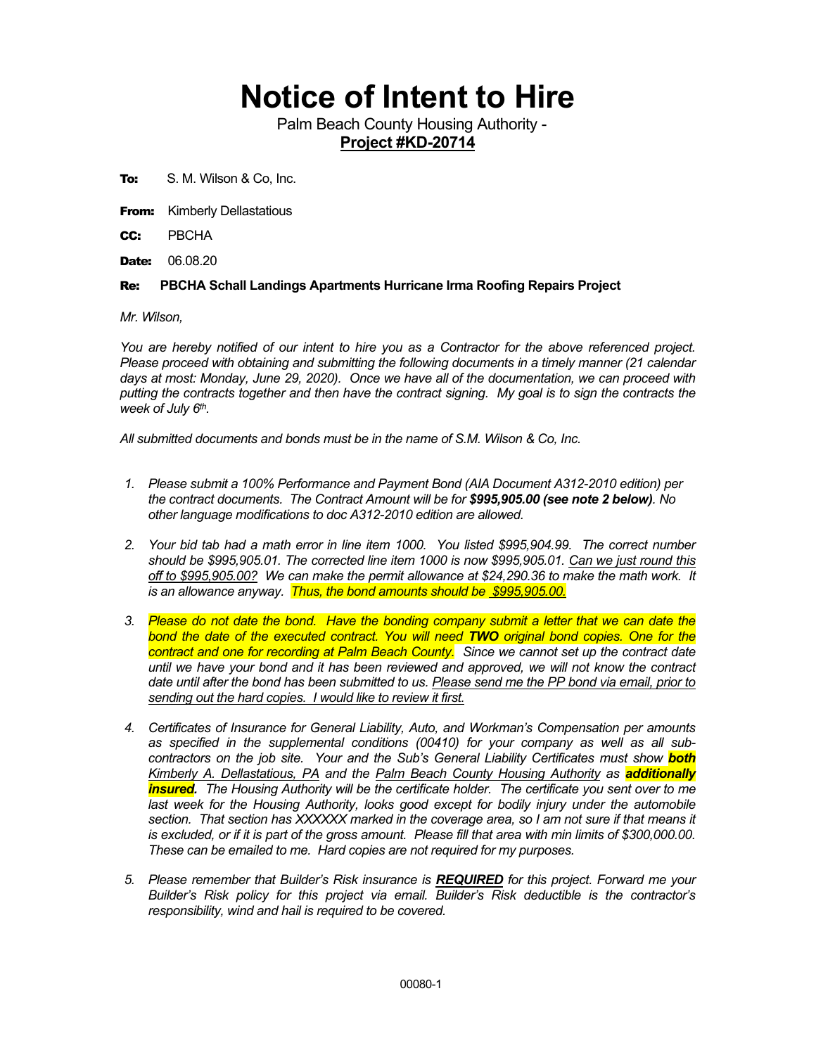# Notice of Intent to Hire

Palm Beach County Housing Authority -
**Project #KD-20714**

**To:** S. M. Wilson & Co, Inc.

**From:** Kimberly Dellastatious

**CC:** PBCHA

**Date:** 06.08.20

**Re: PBCHA Schall Landings Apartments Hurricane Irma Roofing Repairs Project**

*Mr. Wilson,*

*You are hereby notified of our intent to hire you as a Contractor for the above referenced project. Please proceed with obtaining and submitting the following documents in a timely manner (21 calendar days at most: Monday, June 29, 2020). Once we have all of the documentation, we can proceed with putting the contracts together and then have the contract signing. My goal is to sign the contracts the week of July 6th.*

*All submitted documents and bonds must be in the name of S.M. Wilson & Co, Inc.*

1. *Please submit a 100% Performance and Payment Bond (AIA Document A312-2010 edition) per the contract documents. The Contract Amount will be for **$995,905.00 (see note 2 below)**. No other language modifications to doc A312-2010 edition are allowed.*

2. *Your bid tab had a math error in line item 1000. You listed $995,904.99. The correct number should be $995,905.01. The corrected line item 1000 is now $995,905.01. Can we just round this off to $995,905.00? We can make the permit allowance at $24,290.36 to make the math work. It is an allowance anyway. Thus, the bond amounts should be $995,905.00.*

3. *Please do not date the bond. Have the bonding company submit a letter that we can date the bond the date of the executed contract. You will need **TWO** original bond copies. One for the contract and one for recording at Palm Beach County. Since we cannot set up the contract date until we have your bond and it has been reviewed and approved, we will not know the contract date until after the bond has been submitted to us. Please send me the PP bond via email, prior to sending out the hard copies. I would like to review it first.*

4. *Certificates of Insurance for General Liability, Auto, and Workman's Compensation per amounts as specified in the supplemental conditions (00410) for your company as well as all sub-contractors on the job site. Your and the Sub's General Liability Certificates must show **both** Kimberly A. Dellastatious, PA and the Palm Beach County Housing Authority as **additionally insured.** The Housing Authority will be the certificate holder. The certificate you sent over to me last week for the Housing Authority, looks good except for bodily injury under the automobile section. That section has XXXXXX marked in the coverage area, so I am not sure if that means it is excluded, or if it is part of the gross amount. Please fill that area with min limits of $300,000.00. These can be emailed to me. Hard copies are not required for my purposes.*

5. *Please remember that Builder's Risk insurance is **REQUIRED** for this project. Forward me your Builder's Risk policy for this project via email. Builder's Risk deductible is the contractor's responsibility, wind and hail is required to be covered.*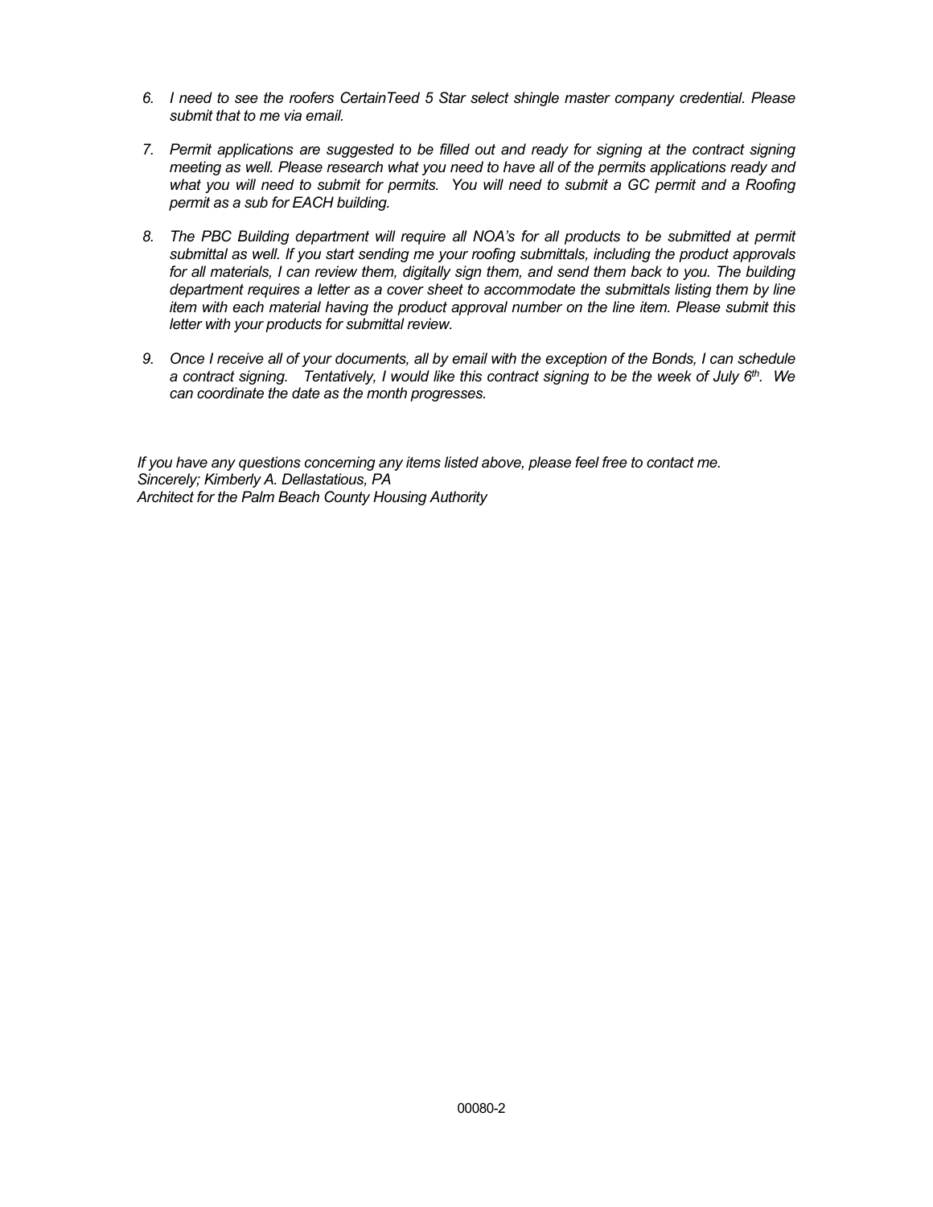6. *I need to see the roofers CertainTeed 5 Star select shingle master company credential. Please submit that to me via email.*

7. *Permit applications are suggested to be filled out and ready for signing at the contract signing meeting as well. Please research what you need to have all of the permits applications ready and what you will need to submit for permits. You will need to submit a GC permit and a Roofing permit as a sub for EACH building.*

8. *The PBC Building department will require all NOA's for all products to be submitted at permit submittal as well. If you start sending me your roofing submittals, including the product approvals for all materials, I can review them, digitally sign them, and send them back to you. The building department requires a letter as a cover sheet to accommodate the submittals listing them by line item with each material having the product approval number on the line item. Please submit this letter with your products for submittal review.*

9. *Once I receive all of your documents, all by email with the exception of the Bonds, I can schedule a contract signing. Tentatively, I would like this contract signing to be the week of July 6th. We can coordinate the date as the month progresses.*

*If you have any questions concerning any items listed above, please feel free to contact me.*
*Sincerely; Kimberly A. Dellastatious, PA*
*Architect for the Palm Beach County Housing Authority*